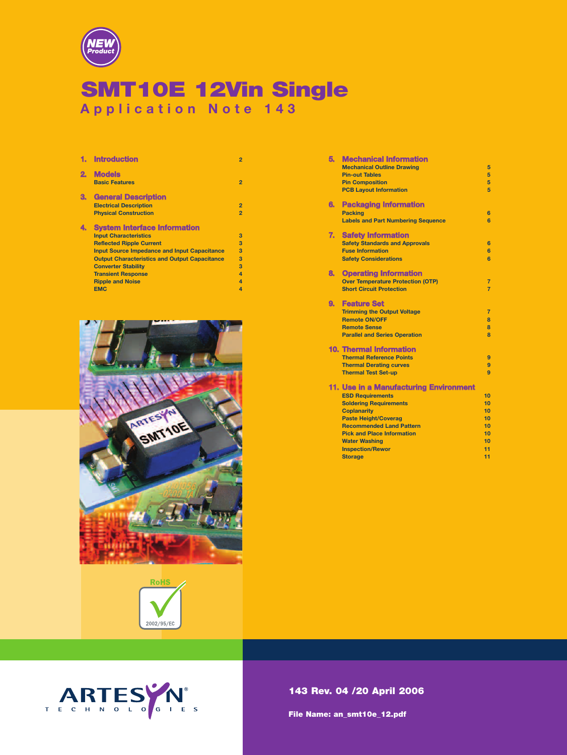NEW Product

# SMT10E 12Vin Single

## Application Note 143

| | | |
|---|---|---|
| **1. Introduction** | | 2 |
| **2. Models** | | |
| | Basic Features | 2 |
| **3. General Description** | | |
| | Electrical Description | 2 |
| | Physical Construction | 2 |
| **4. System Interface Information** | | |
| | Input Characteristics | 3 |
| | Reflected Ripple Current | 3 |
| | Input Source Impedance and Input Capacitance | 3 |
| | Output Characteristics and Output Capacitance | 3 |
| | Converter Stability | 3 |
| | Transient Response | 4 |
| | Ripple and Noise | 4 |
| | EMC | 4 |
| **5. Mechanical Information** | | |
| | Mechanical Outline Drawing | 5 |
| | Pin-out Tables | 5 |
| | Pin Composition | 5 |
| | PCB Layout Information | 5 |
| **6. Packaging Information** | | |
| | Packing | 6 |
| | Labels and Part Numbering Sequence | 6 |
| **7. Safety Information** | | |
| | Safety Standards and Approvals | 6 |
| | Fuse Information | 6 |
| | Safety Considerations | 6 |
| **8. Operating Information** | | |
| | Over Temperature Protection (OTP) | 7 |
| | Short Circuit Protection | 7 |
| **9. Feature Set** | | |
| | Trimming the Output Voltage | 7 |
| | Remote ON/OFF | 8 |
| | Remote Sense | 8 |
| | Parallel and Series Operation | 8 |
| **10. Thermal Information** | | |
| | Thermal Reference Points | 9 |
| | Thermal Derating curves | 9 |
| | Thermal Test Set-up | 9 |
| **11. Use in a Manufacturing Environment** | | |
| | ESD Requirements | 10 |
| | Soldering Requirements | 10 |
| | Coplanarity | 10 |
| | Paste Height/Coverag | 10 |
| | Recommended Land Pattern | 10 |
| | Pick and Place Information | 10 |
| | Water Washing | 10 |
| | Inspection/Rewor | 11 |
| | Storage | 11 |

RoHS 2002/95/EC

ARTESYN TECHNOLOGIES

**143 Rev. 04 /20 April 2006**

**File Name: an_smt10e_12.pdf**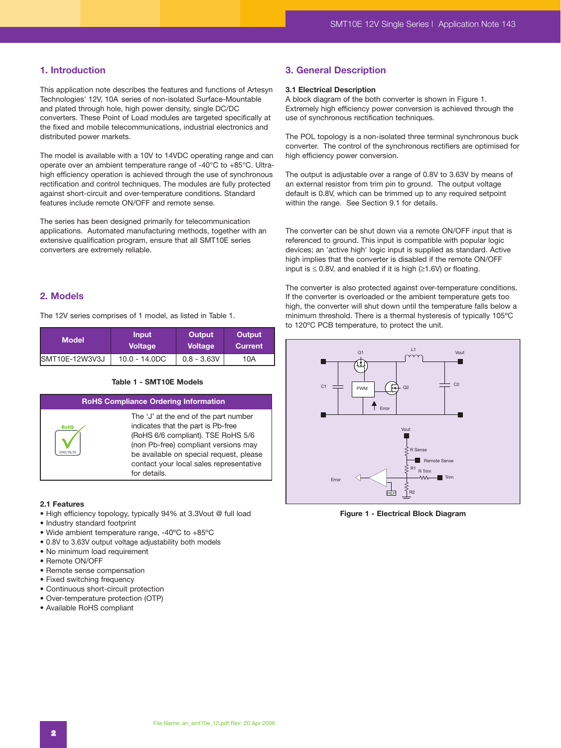## 1. Introduction

This application note describes the features and functions of Artesyn Technologies' 12V, 10A series of non-isolated Surface-Mountable and plated through hole, high power density, single DC/DC converters. These Point of Load modules are targeted specifically at the fixed and mobile telecommunications, industrial electronics and distributed power markets.

The model is available with a 10V to 14VDC operating range and can operate over an ambient temperature range of -40°C to +85°C. Ultra-high efficiency operation is achieved through the use of synchronous rectification and control techniques. The modules are fully protected against short-circuit and over-temperature conditions. Standard features include remote ON/OFF and remote sense.

The series has been designed primarily for telecommunication applications. Automated manufacturing methods, together with an extensive qualification program, ensure that all SMT10E series converters are extremely reliable.

## 2. Models

The 12V series comprises of 1 model, as listed in Table 1.

| Model | Input Voltage | Output Voltage | Output Current |
|---|---|---|---|
| SMT10E-12W3V3J | 10.0 - 14.0DC | 0.8 - 3.63V | 10A |

**Table 1 - SMT10E Models**

| RoHS Compliance Ordering Information |
|---|
| The 'J' at the end of the part number indicates that the part is Pb-free (RoHS 6/6 compliant). TSE RoHS 5/6 (non Pb-free) compliant versions may be available on special request, please contact your local sales representative for details. |

### 2.1 Features

- High efficiency topology, typically 94% at 3.3Vout @ full load
- Industry standard footprint
- Wide ambient temperature range, -40ºC to +85ºC
- 0.8V to 3.63V output voltage adjustability both models
- No minimum load requirement
- Remote ON/OFF
- Remote sense compensation
- Fixed switching frequency
- Continuous short-circuit protection
- Over-temperature protection (OTP)
- Available RoHS compliant

## 3. General Description

### 3.1 Electrical Description

A block diagram of the both converter is shown in Figure 1. Extremely high efficiency power conversion is achieved through the use of synchronous rectification techniques.

The POL topology is a non-isolated three terminal synchronous buck converter. The control of the synchronous rectifiers are optimised for high efficiency power conversion.

The output is adjustable over a range of 0.8V to 3.63V by means of an external resistor from trim pin to ground. The output voltage default is 0.8V, which can be trimmed up to any required setpoint within the range. See Section 9.1 for details.

The converter can be shut down via a remote ON/OFF input that is referenced to ground. This input is compatible with popular logic devices; an 'active high' logic input is supplied as standard. Active high implies that the converter is disabled if the remote ON/OFF input is ≤ 0.8V, and enabled if it is high (≥1.6V) or floating.

The converter is also protected against over-temperature conditions. If the converter is overloaded or the ambient temperature gets too high, the converter will shut down until the temperature falls below a minimum threshold. There is a thermal hysteresis of typically 105ºC to 120ºC PCB temperature, to protect the unit.

**Figure 1 - Electrical Block Diagram**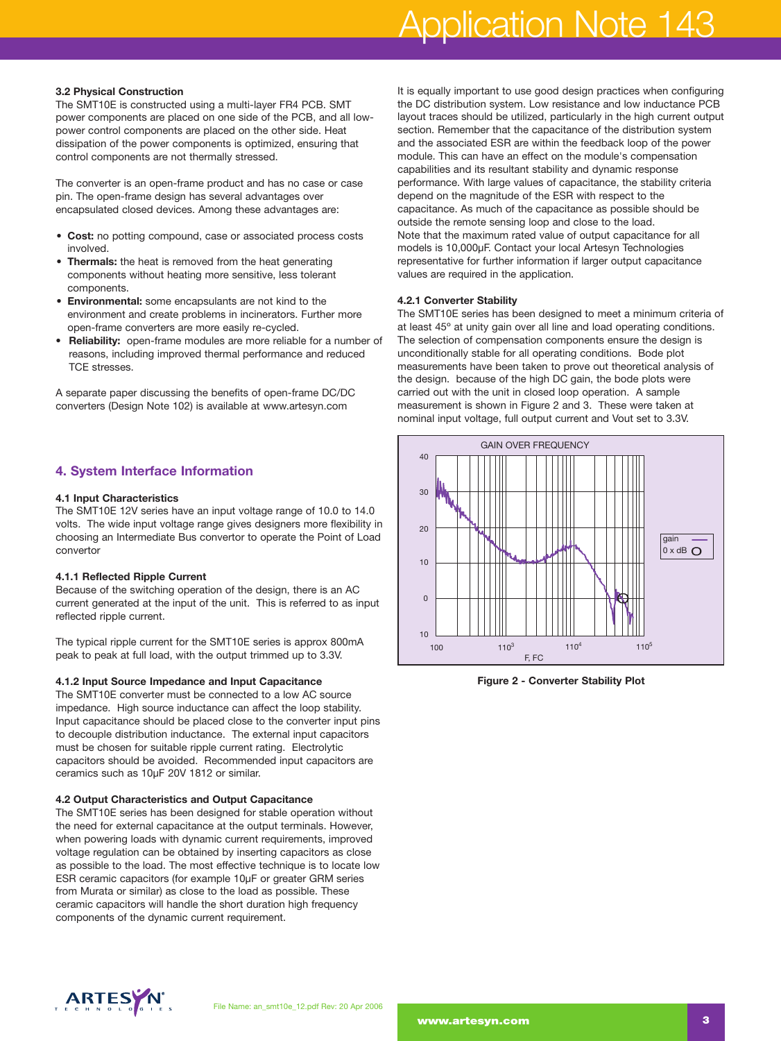### 3.2 Physical Construction

The SMT10E is constructed using a multi-layer FR4 PCB. SMT power components are placed on one side of the PCB, and all low-power control components are placed on the other side. Heat dissipation of the power components is optimized, ensuring that control components are not thermally stressed.

The converter is an open-frame product and has no case or case pin. The open-frame design has several advantages over encapsulated closed devices. Among these advantages are:

- **Cost:** no potting compound, case or associated process costs involved.
- **Thermals:** the heat is removed from the heat generating components without heating more sensitive, less tolerant components.
- **Environmental:** some encapsulants are not kind to the environment and create problems in incinerators. Further more open-frame converters are more easily re-cycled.
- **Reliability:** open-frame modules are more reliable for a number of reasons, including improved thermal performance and reduced TCE stresses.

A separate paper discussing the benefits of open-frame DC/DC converters (Design Note 102) is available at www.artesyn.com

## 4. System Interface Information

### 4.1 Input Characteristics

The SMT10E 12V series have an input voltage range of 10.0 to 14.0 volts. The wide input voltage range gives designers more flexibility in choosing an Intermediate Bus convertor to operate the Point of Load convertor

### 4.1.1 Reflected Ripple Current

Because of the switching operation of the design, there is an AC current generated at the input of the unit. This is referred to as input reflected ripple current.

The typical ripple current for the SMT10E series is approx 800mA peak to peak at full load, with the output trimmed up to 3.3V.

### 4.1.2 Input Source Impedance and Input Capacitance

The SMT10E converter must be connected to a low AC source impedance. High source inductance can affect the loop stability. Input capacitance should be placed close to the converter input pins to decouple distribution inductance. The external input capacitors must be chosen for suitable ripple current rating. Electrolytic capacitors should be avoided. Recommended input capacitors are ceramics such as 10µF 20V 1812 or similar.

### 4.2 Output Characteristics and Output Capacitance

The SMT10E series has been designed for stable operation without the need for external capacitance at the output terminals. However, when powering loads with dynamic current requirements, improved voltage regulation can be obtained by inserting capacitors as close as possible to the load. The most effective technique is to locate low ESR ceramic capacitors (for example 10µF or greater GRM series from Murata or similar) as close to the load as possible. These ceramic capacitors will handle the short duration high frequency components of the dynamic current requirement.

It is equally important to use good design practices when configuring the DC distribution system. Low resistance and low inductance PCB layout traces should be utilized, particularly in the high current output section. Remember that the capacitance of the distribution system and the associated ESR are within the feedback loop of the power module. This can have an effect on the module's compensation capabilities and its resultant stability and dynamic response performance. With large values of capacitance, the stability criteria depend on the magnitude of the ESR with respect to the capacitance. As much of the capacitance as possible should be outside the remote sensing loop and close to the load.
Note that the maximum rated value of output capacitance for all models is 10,000µF. Contact your local Artesyn Technologies representative for further information if larger output capacitance values are required in the application.

### 4.2.1 Converter Stability

The SMT10E series has been designed to meet a minimum criteria of at least 45° at unity gain over all line and load operating conditions. The selection of compensation components ensure the design is unconditionally stable for all operating conditions. Bode plot measurements have been taken to prove out theoretical analysis of the design. because of the high DC gain, the bode plots were carried out with the unit in closed loop operation. A sample measurement is shown in Figure 2 and 3. These were taken at nominal input voltage, full output current and Vout set to 3.3V.

**Figure 2 - Converter Stability Plot**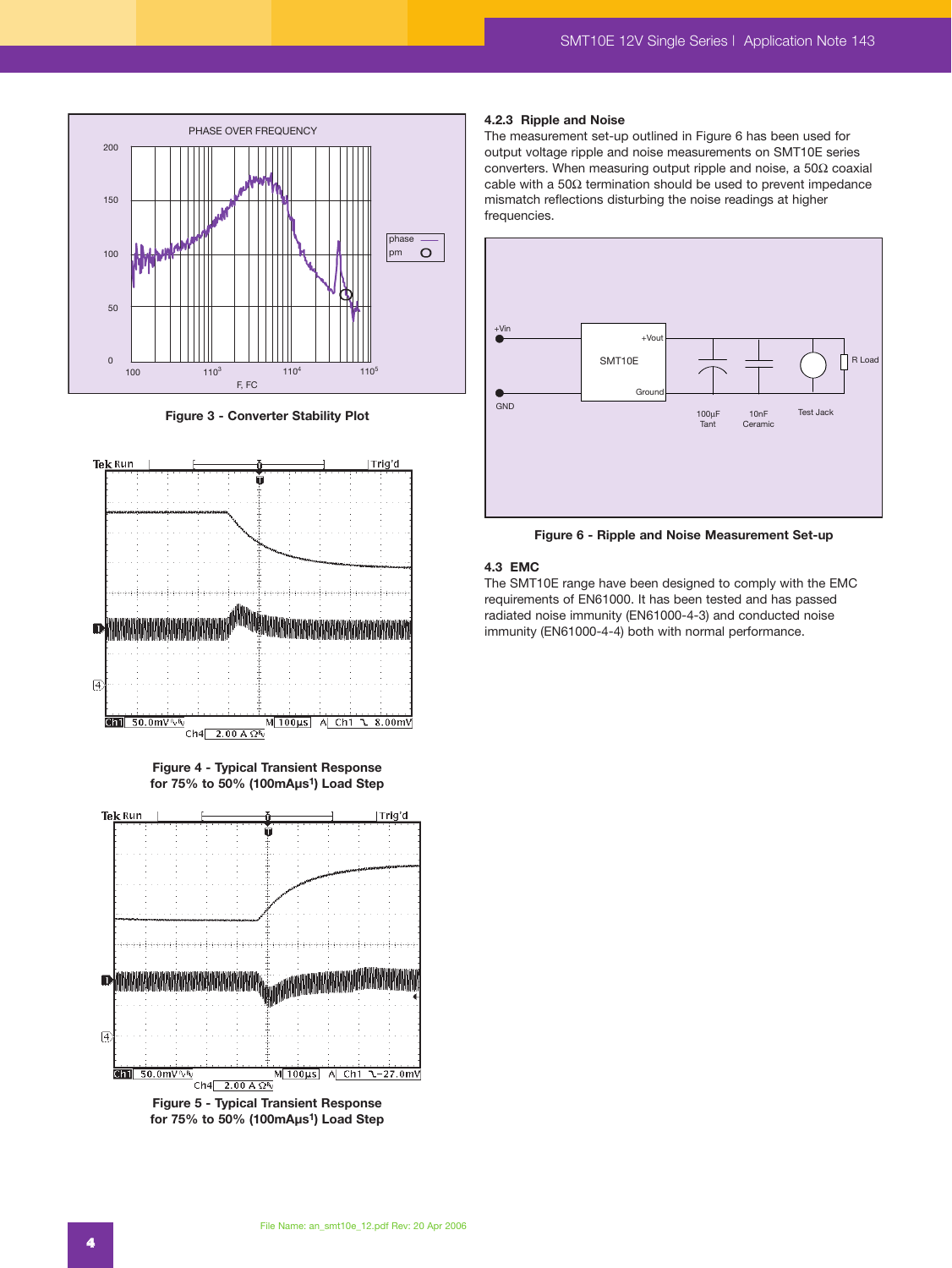Figure 3 - Converter Stability Plot

Figure 4 - Typical Transient Response for 75% to 50% (100mAμs[1]) Load Step

Figure 5 - Typical Transient Response for 75% to 50% (100mAμs[1]) Load Step

### 4.2.3 Ripple and Noise

The measurement set-up outlined in Figure 6 has been used for output voltage ripple and noise measurements on SMT10E series converters. When measuring output ripple and noise, a 50Ω coaxial cable with a 50Ω termination should be used to prevent impedance mismatch reflections disturbing the noise readings at higher frequencies.

Figure 6 - Ripple and Noise Measurement Set-up

## 4.3 EMC

The SMT10E range have been designed to comply with the EMC requirements of EN61000. It has been tested and has passed radiated noise immunity (EN61000-4-3) and conducted noise immunity (EN61000-4-4) both with normal performance.

File Name: an_smt10e_12.pdf Rev: 20 Apr 2006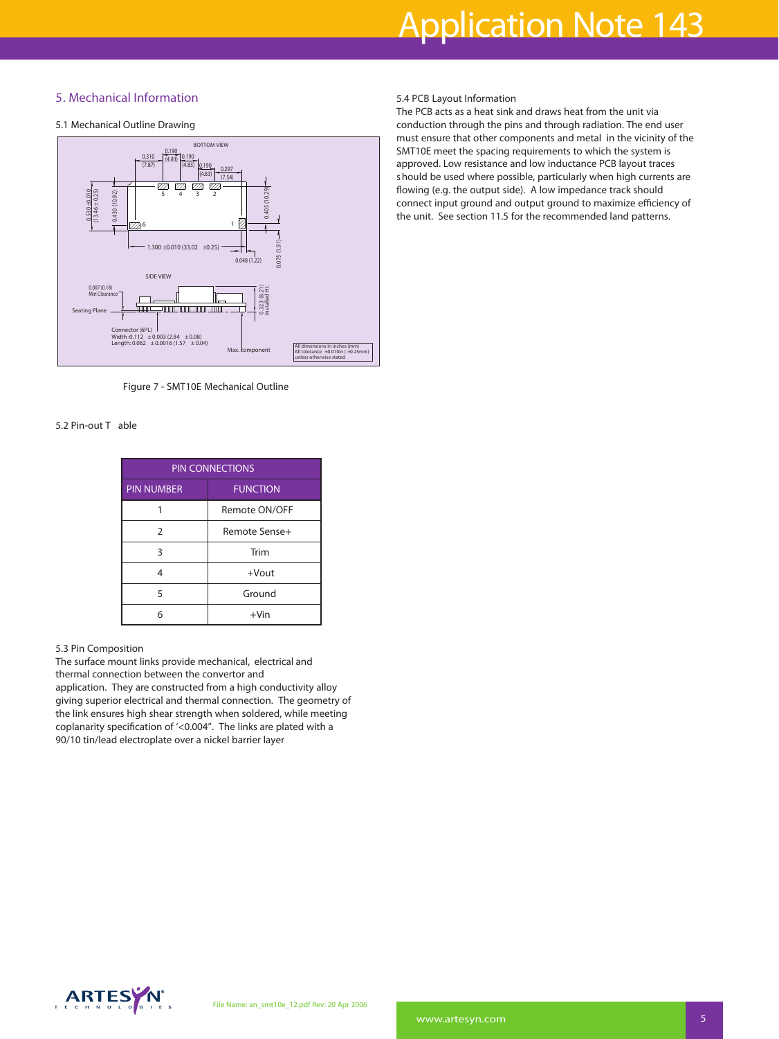## 5. Mechanical Information

### 5.1 Mechanical Outline Drawing

Figure 7 - SMT10E Mechanical Outline

### 5.2 Pin-out Table

| PIN CONNECTIONS | |
|---|---|
| PIN NUMBER | FUNCTION |
| 1 | Remote ON/OFF |
| 2 | Remote Sense+ |
| 3 | Trim |
| 4 | +Vout |
| 5 | Ground |
| 6 | +Vin |

### 5.3 Pin Composition

The surface mount links provide mechanical, electrical and thermal connection between the convertor and application. They are constructed from a high conductivity alloy giving superior electrical and thermal connection. The geometry of the link ensures high shear strength when soldered, while meeting coplanarity specification of '<0.004". The links are plated with a 90/10 tin/lead electroplate over a nickel barrier layer

### 5.4 PCB Layout Information

The PCB acts as a heat sink and draws heat from the unit via conduction through the pins and through radiation. The end user must ensure that other components and metal in the vicinity of the SMT10E meet the spacing requirements to which the system is approved. Low resistance and low inductance PCB layout traces should be used where possible, particularly when high currents are flowing (e.g. the output side). A low impedance track should connect input ground and output ground to maximize efficiency of the unit. See section 11.5 for the recommended land patterns.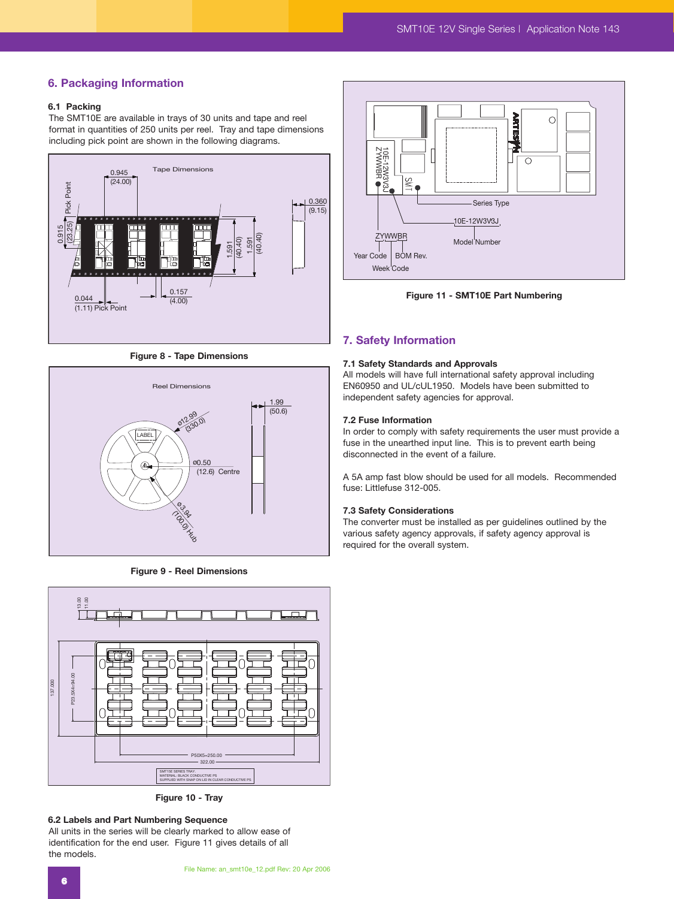## 6. Packaging Information

### 6.1 Packing

The SMT10E are available in trays of 30 units and tape and reel format in quantities of 250 units per reel. Tray and tape dimensions including pick point are shown in the following diagrams.

Figure 8 - Tape Dimensions

Figure 9 - Reel Dimensions

Figure 10 - Tray

### 6.2 Labels and Part Numbering Sequence

All units in the series will be clearly marked to allow ease of identification for the end user. Figure 11 gives details of all the models.

Figure 11 - SMT10E Part Numbering

## 7. Safety Information

### 7.1 Safety Standards and Approvals

All models will have full international safety approval including EN60950 and UL/cUL1950. Models have been submitted to independent safety agencies for approval.

### 7.2 Fuse Information

In order to comply with safety requirements the user must provide a fuse in the unearthed input line. This is to prevent earth being disconnected in the event of a failure.

A 5A amp fast blow should be used for all models. Recommended fuse: Littlefuse 312-005.

### 7.3 Safety Considerations

The converter must be installed as per guidelines outlined by the various safety agency approvals, if safety agency approval is required for the overall system.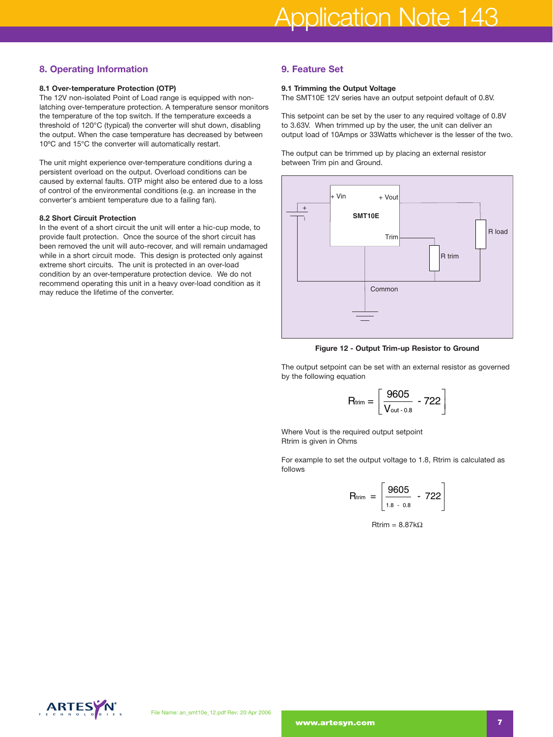## 8. Operating Information

### 8.1 Over-temperature Protection (OTP)

The 12V non-isolated Point of Load range is equipped with non-latching over-temperature protection. A temperature sensor monitors the temperature of the top switch. If the temperature exceeds a threshold of 120°C (typical) the converter will shut down, disabling the output. When the case temperature has decreased by between 10ºC and 15°C the converter will automatically restart.

The unit might experience over-temperature conditions during a persistent overload on the output. Overload conditions can be caused by external faults. OTP might also be entered due to a loss of control of the environmental conditions (e.g. an increase in the converter's ambient temperature due to a failing fan).

### 8.2 Short Circuit Protection

In the event of a short circuit the unit will enter a hic-cup mode, to provide fault protection. Once the source of the short circuit has been removed the unit will auto-recover, and will remain undamaged while in a short circuit mode. This design is protected only against extreme short circuits. The unit is protected in an over-load condition by an over-temperature protection device. We do not recommend operating this unit in a heavy over-load condition as it may reduce the lifetime of the converter.

## 9. Feature Set

### 9.1 Trimming the Output Voltage

The SMT10E 12V series have an output setpoint default of 0.8V.

This setpoint can be set by the user to any required voltage of 0.8V to 3.63V. When trimmed up by the user, the unit can deliver an output load of 10Amps or 33Watts whichever is the lesser of the two.

The output can be trimmed up by placing an external resistor between Trim pin and Ground.

+ Vin, + Vout, SMT10E, Trim, R load, R trim, Common

**Figure 12 - Output Trim-up Resistor to Ground**

The output setpoint can be set with an external resistor as governed by the following equation

$$R_{trim} = \left[ \frac{9605}{V_{out} - 0.8} - 722 \right]$$

Where Vout is the required output setpoint
Rtrim is given in Ohms

For example to set the output voltage to 1.8, Rtrim is calculated as follows

$$R_{trim} = \left[ \frac{9605}{1.8 - 0.8} - 722 \right]$$

Rtrim = 8.87kΩ

File Name: an_smt10e_12.pdf Rev: 20 Apr 2006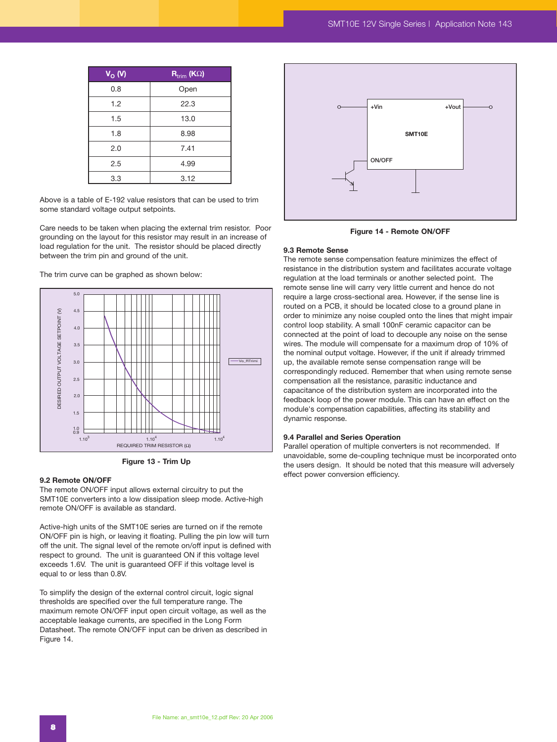| $V_O$ (V) | $R_{trim}$ (KΩ) |
|---|---|
| 0.8 | Open |
| 1.2 | 22.3 |
| 1.5 | 13.0 |
| 1.8 | 8.98 |
| 2.0 | 7.41 |
| 2.5 | 4.99 |
| 3.3 | 3.12 |

Above is a table of E-192 value resistors that can be used to trim some standard voltage output setpoints.

Care needs to be taken when placing the external trim resistor. Poor grounding on the layout for this resistor may result in an increase of load regulation for the unit. The resistor should be placed directly between the trim pin and ground of the unit.

The trim curve can be graphed as shown below:

**Figure 13 - Trim Up**

### 9.2 Remote ON/OFF

The remote ON/OFF input allows external circuitry to put the SMT10E converters into a low dissipation sleep mode. Active-high remote ON/OFF is available as standard.

Active-high units of the SMT10E series are turned on if the remote ON/OFF pin is high, or leaving it floating. Pulling the pin low will turn off the unit. The signal level of the remote on/off input is defined with respect to ground. The unit is guaranteed ON if this voltage level exceeds 1.6V. The unit is guaranteed OFF if this voltage level is equal to or less than 0.8V.

To simplify the design of the external control circuit, logic signal thresholds are specified over the full temperature range. The maximum remote ON/OFF input open circuit voltage, as well as the acceptable leakage currents, are specified in the Long Form Datasheet. The remote ON/OFF input can be driven as described in Figure 14.

**Figure 14 - Remote ON/OFF**

### 9.3 Remote Sense

The remote sense compensation feature minimizes the effect of resistance in the distribution system and facilitates accurate voltage regulation at the load terminals or another selected point. The remote sense line will carry very little current and hence do not require a large cross-sectional area. However, if the sense line is routed on a PCB, it should be located close to a ground plane in order to minimize any noise coupled onto the lines that might impair control loop stability. A small 100nF ceramic capacitor can be connected at the point of load to decouple any noise on the sense wires. The module will compensate for a maximum drop of 10% of the nominal output voltage. However, if the unit if already trimmed up, the available remote sense compensation range will be correspondingly reduced. Remember that when using remote sense compensation all the resistance, parasitic inductance and capacitance of the distribution system are incorporated into the feedback loop of the power module. This can have an effect on the module's compensation capabilities, affecting its stability and dynamic response.

### 9.4 Parallel and Series Operation

Parallel operation of multiple converters is not recommended. If unavoidable, some de-coupling technique must be incorporated onto the users design. It should be noted that this measure will adversely effect power conversion efficiency.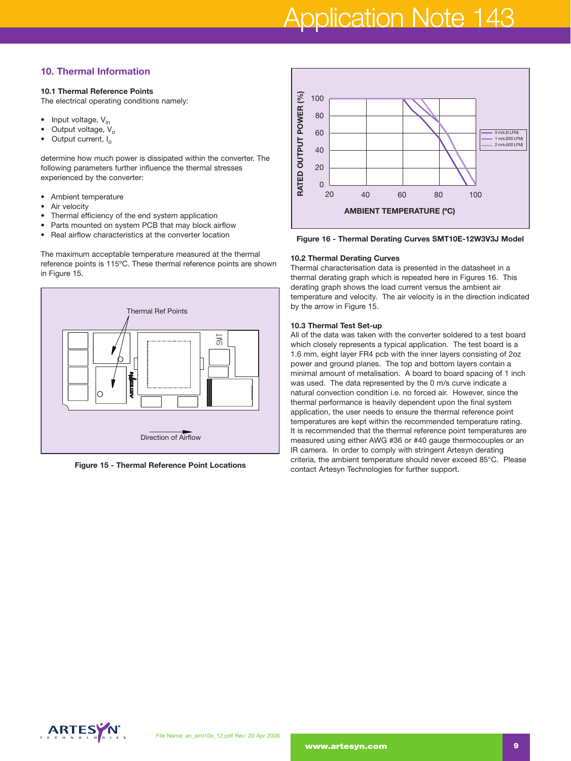## 10. Thermal Information

### 10.1 Thermal Reference Points

The electrical operating conditions namely:

- Input voltage, $V_{in}$
- Output voltage, $V_o$
- Output current, $I_o$

determine how much power is dissipated within the converter. The following parameters further influence the thermal stresses experienced by the converter:

- Ambient temperature
- Air velocity
- Thermal efficiency of the end system application
- Parts mounted on system PCB that may block airflow
- Real airflow characteristics at the converter location

The maximum acceptable temperature measured at the thermal reference points is 115ºC. These thermal reference points are shown in Figure 15.

Figure 15 - Thermal Reference Point Locations

Figure 16 - Thermal Derating Curves SMT10E-12W3V3J Model

### 10.2 Thermal Derating Curves

Thermal characterisation data is presented in the datasheet in a thermal derating graph which is repeated here in Figures 16. This derating graph shows the load current versus the ambient air temperature and velocity. The air velocity is in the direction indicated by the arrow in Figure 15.

### 10.3 Thermal Test Set-up

All of the data was taken with the converter soldered to a test board which closely represents a typical application. The test board is a 1.6 mm, eight layer FR4 pcb with the inner layers consisting of 2oz power and ground planes. The top and bottom layers contain a minimal amount of metalisation. A board to board spacing of 1 inch was used. The data represented by the 0 m/s curve indicate a natural convection condition i.e. no forced air. However, since the thermal performance is heavily dependent upon the final system application, the user needs to ensure the thermal reference point temperatures are kept within the recommended temperature rating. It is recommended that the thermal reference point temperatures are measured using either AWG #36 or #40 gauge thermocouples or an IR camera. In order to comply with stringent Artesyn derating criteria, the ambient temperature should never exceed 85°C. Please contact Artesyn Technologies for further support.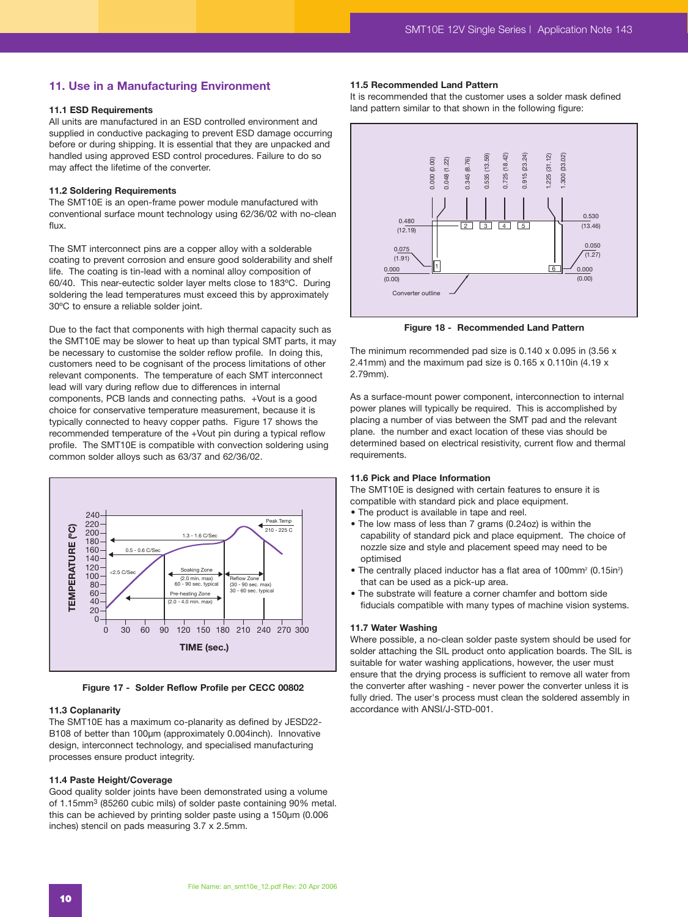## 11. Use in a Manufacturing Environment

### 11.1 ESD Requirements

All units are manufactured in an ESD controlled environment and supplied in conductive packaging to prevent ESD damage occurring before or during shipping. It is essential that they are unpacked and handled using approved ESD control procedures. Failure to do so may affect the lifetime of the converter.

### 11.2 Soldering Requirements

The SMT10E is an open-frame power module manufactured with conventional surface mount technology using 62/36/02 with no-clean flux.

The SMT interconnect pins are a copper alloy with a solderable coating to prevent corrosion and ensure good solderability and shelf life. The coating is tin-lead with a nominal alloy composition of 60/40. This near-eutectic solder layer melts close to 183ºC. During soldering the lead temperatures must exceed this by approximately 30ºC to ensure a reliable solder joint.

Due to the fact that components with high thermal capacity such as the SMT10E may be slower to heat up than typical SMT parts, it may be necessary to customise the solder reflow profile. In doing this, customers need to be cognisant of the process limitations of other relevant components. The temperature of each SMT interconnect lead will vary during reflow due to differences in internal components, PCB lands and connecting paths. +Vout is a good choice for conservative temperature measurement, because it is typically connected to heavy copper paths. Figure 17 shows the recommended temperature of the +Vout pin during a typical reflow profile. The SMT10E is compatible with convection soldering using common solder alloys such as 63/37 and 62/36/02.

**Figure 17 - Solder Reflow Profile per CECC 00802**

### 11.3 Coplanarity

The SMT10E has a maximum co-planarity as defined by JESD22-B108 of better than 100µm (approximately 0.004inch). Innovative design, interconnect technology, and specialised manufacturing processes ensure product integrity.

### 11.4 Paste Height/Coverage

Good quality solder joints have been demonstrated using a volume of 1.15mm$^3$ (85260 cubic mils) of solder paste containing 90% metal. this can be achieved by printing solder paste using a 150µm (0.006 inches) stencil on pads measuring 3.7 x 2.5mm.

### 11.5 Recommended Land Pattern

It is recommended that the customer uses a solder mask defined land pattern similar to that shown in the following figure:

**Figure 18 - Recommended Land Pattern**

The minimum recommended pad size is 0.140 x 0.095 in (3.56 x 2.41mm) and the maximum pad size is 0.165 x 0.110in (4.19 x 2.79mm).

As a surface-mount power component, interconnection to internal power planes will typically be required. This is accomplished by placing a number of vias between the SMT pad and the relevant plane. the number and exact location of these vias should be determined based on electrical resistivity, current flow and thermal requirements.

### 11.6 Pick and Place Information

The SMT10E is designed with certain features to ensure it is compatible with standard pick and place equipment.

- The product is available in tape and reel.
- The low mass of less than 7 grams (0.24oz) is within the capability of standard pick and place equipment. The choice of nozzle size and style and placement speed may need to be optimised
- The centrally placed inductor has a flat area of 100mm$^2$ (0.15in$^2$) that can be used as a pick-up area.
- The substrate will feature a corner chamfer and bottom side fiducials compatible with many types of machine vision systems.

### 11.7 Water Washing

Where possible, a no-clean solder paste system should be used for solder attaching the SIL product onto application boards. The SIL is suitable for water washing applications, however, the user must ensure that the drying process is sufficient to remove all water from the converter after washing - never power the converter unless it is fully dried. The user's process must clean the soldered assembly in accordance with ANSI/J-STD-001.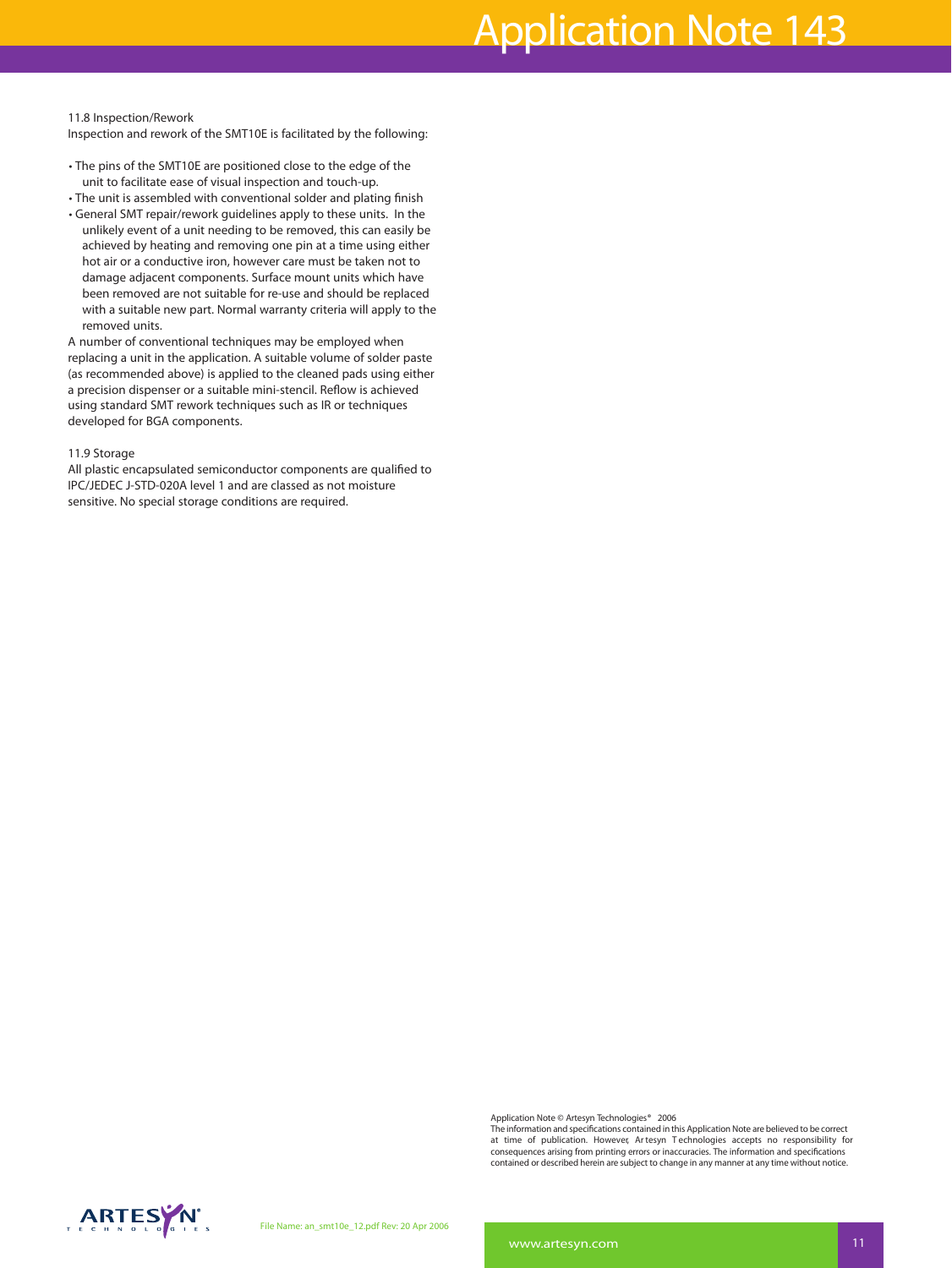11.8 Inspection/Rework

Inspection and rework of the SMT10E is facilitated by the following:

- The pins of the SMT10E are positioned close to the edge of the unit to facilitate ease of visual inspection and touch-up.
- The unit is assembled with conventional solder and plating finish
- General SMT repair/rework guidelines apply to these units. In the unlikely event of a unit needing to be removed, this can easily be achieved by heating and removing one pin at a time using either hot air or a conductive iron, however care must be taken not to damage adjacent components. Surface mount units which have been removed are not suitable for re-use and should be replaced with a suitable new part. Normal warranty criteria will apply to the removed units.

A number of conventional techniques may be employed when replacing a unit in the application. A suitable volume of solder paste (as recommended above) is applied to the cleaned pads using either a precision dispenser or a suitable mini-stencil. Reflow is achieved using standard SMT rework techniques such as IR or techniques developed for BGA components.

11.9 Storage

All plastic encapsulated semiconductor components are qualified to IPC/JEDEC J-STD-020A level 1 and are classed as not moisture sensitive. No special storage conditions are required.

Application Note © Artesyn Technologies® 2006
The information and specifications contained in this Application Note are believed to be correct at time of publication. However, Artesyn Technologies accepts no responsibility for consequences arising from printing errors or inaccuracies. The information and specifications contained or described herein are subject to change in any manner at any time without notice.